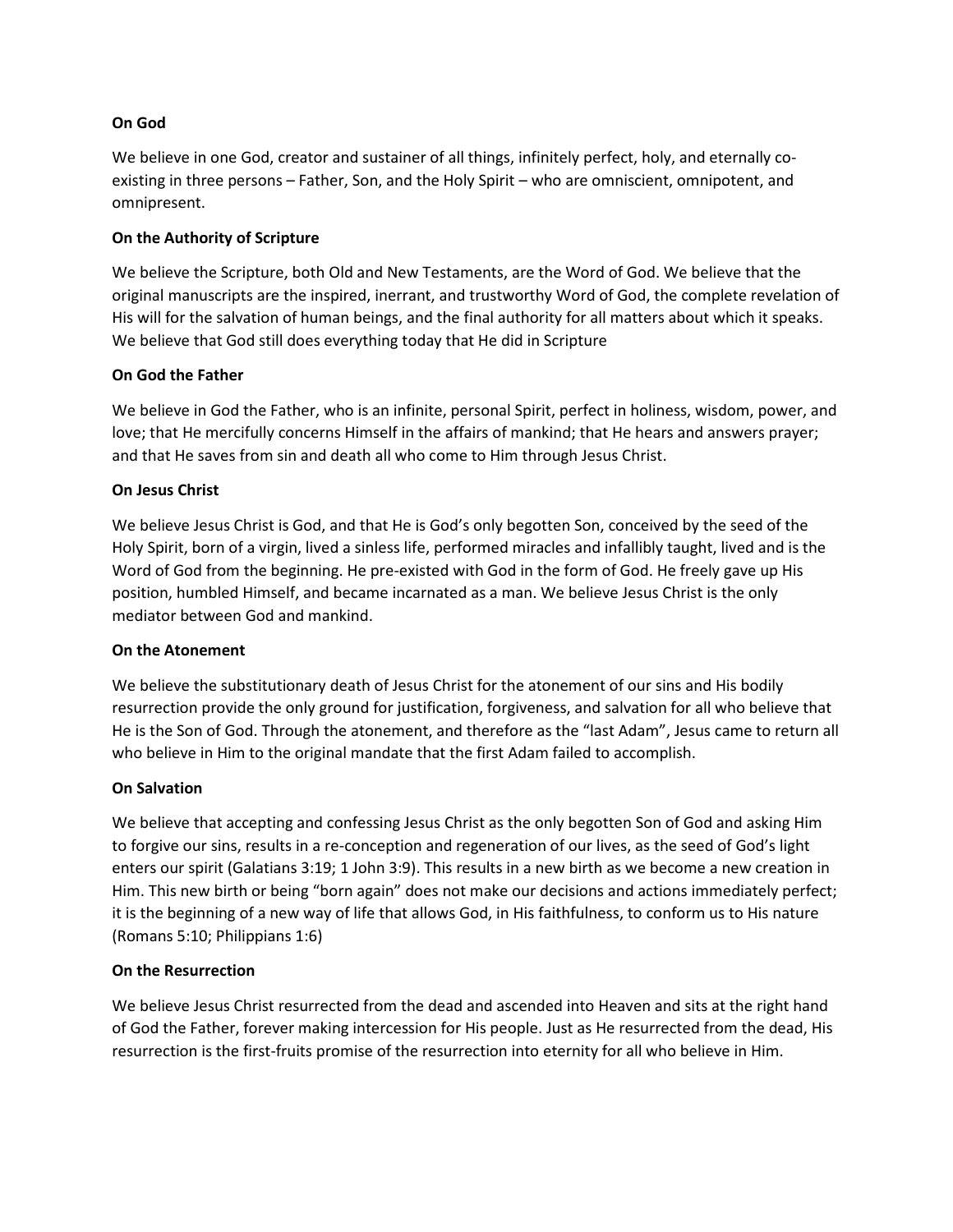**On God**

We believe in one God, creator and sustainer of all things, infinitely perfect, holy, and eternally co-existing in three persons – Father, Son, and the Holy Spirit – who are omniscient, omnipotent, and omnipresent.

**On the Authority of Scripture**

We believe the Scripture, both Old and New Testaments, are the Word of God. We believe that the original manuscripts are the inspired, inerrant, and trustworthy Word of God, the complete revelation of His will for the salvation of human beings, and the final authority for all matters about which it speaks. We believe that God still does everything today that He did in Scripture

**On God the Father**

We believe in God the Father, who is an infinite, personal Spirit, perfect in holiness, wisdom, power, and love; that He mercifully concerns Himself in the affairs of mankind; that He hears and answers prayer; and that He saves from sin and death all who come to Him through Jesus Christ.

**On Jesus Christ**

We believe Jesus Christ is God, and that He is God's only begotten Son, conceived by the seed of the Holy Spirit, born of a virgin, lived a sinless life, performed miracles and infallibly taught, lived and is the Word of God from the beginning. He pre-existed with God in the form of God. He freely gave up His position, humbled Himself, and became incarnated as a man. We believe Jesus Christ is the only mediator between God and mankind.

**On the Atonement**

We believe the substitutionary death of Jesus Christ for the atonement of our sins and His bodily resurrection provide the only ground for justification, forgiveness, and salvation for all who believe that He is the Son of God. Through the atonement, and therefore as the "last Adam", Jesus came to return all who believe in Him to the original mandate that the first Adam failed to accomplish.

**On Salvation**

We believe that accepting and confessing Jesus Christ as the only begotten Son of God and asking Him to forgive our sins, results in a re-conception and regeneration of our lives, as the seed of God's light enters our spirit (Galatians 3:19; 1 John 3:9). This results in a new birth as we become a new creation in Him. This new birth or being "born again" does not make our decisions and actions immediately perfect; it is the beginning of a new way of life that allows God, in His faithfulness, to conform us to His nature (Romans 5:10; Philippians 1:6)

**On the Resurrection**

We believe Jesus Christ resurrected from the dead and ascended into Heaven and sits at the right hand of God the Father, forever making intercession for His people. Just as He resurrected from the dead, His resurrection is the first-fruits promise of the resurrection into eternity for all who believe in Him.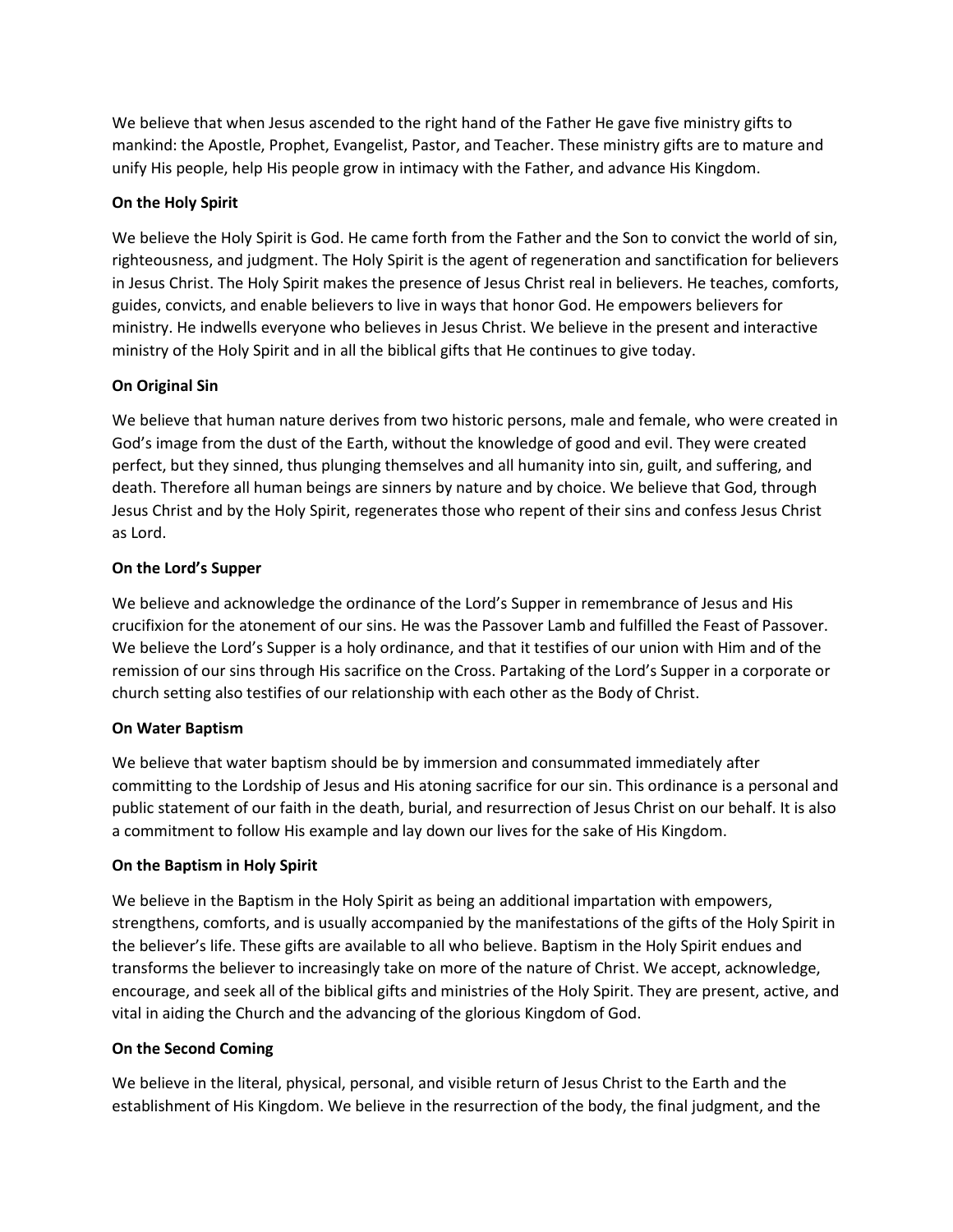We believe that when Jesus ascended to the right hand of the Father He gave five ministry gifts to mankind: the Apostle, Prophet, Evangelist, Pastor, and Teacher. These ministry gifts are to mature and unify His people, help His people grow in intimacy with the Father, and advance His Kingdom.

**On the Holy Spirit**

We believe the Holy Spirit is God. He came forth from the Father and the Son to convict the world of sin, righteousness, and judgment. The Holy Spirit is the agent of regeneration and sanctification for believers in Jesus Christ. The Holy Spirit makes the presence of Jesus Christ real in believers. He teaches, comforts, guides, convicts, and enable believers to live in ways that honor God. He empowers believers for ministry. He indwells everyone who believes in Jesus Christ. We believe in the present and interactive ministry of the Holy Spirit and in all the biblical gifts that He continues to give today.

**On Original Sin**

We believe that human nature derives from two historic persons, male and female, who were created in God's image from the dust of the Earth, without the knowledge of good and evil. They were created perfect, but they sinned, thus plunging themselves and all humanity into sin, guilt, and suffering, and death. Therefore all human beings are sinners by nature and by choice. We believe that God, through Jesus Christ and by the Holy Spirit, regenerates those who repent of their sins and confess Jesus Christ as Lord.

**On the Lord's Supper**

We believe and acknowledge the ordinance of the Lord's Supper in remembrance of Jesus and His crucifixion for the atonement of our sins. He was the Passover Lamb and fulfilled the Feast of Passover. We believe the Lord's Supper is a holy ordinance, and that it testifies of our union with Him and of the remission of our sins through His sacrifice on the Cross. Partaking of the Lord's Supper in a corporate or church setting also testifies of our relationship with each other as the Body of Christ.

**On Water Baptism**

We believe that water baptism should be by immersion and consummated immediately after committing to the Lordship of Jesus and His atoning sacrifice for our sin. This ordinance is a personal and public statement of our faith in the death, burial, and resurrection of Jesus Christ on our behalf. It is also a commitment to follow His example and lay down our lives for the sake of His Kingdom.

**On the Baptism in Holy Spirit**

We believe in the Baptism in the Holy Spirit as being an additional impartation with empowers, strengthens, comforts, and is usually accompanied by the manifestations of the gifts of the Holy Spirit in the believer's life. These gifts are available to all who believe. Baptism in the Holy Spirit endues and transforms the believer to increasingly take on more of the nature of Christ. We accept, acknowledge, encourage, and seek all of the biblical gifts and ministries of the Holy Spirit. They are present, active, and vital in aiding the Church and the advancing of the glorious Kingdom of God.

**On the Second Coming**

We believe in the literal, physical, personal, and visible return of Jesus Christ to the Earth and the establishment of His Kingdom. We believe in the resurrection of the body, the final judgment, and the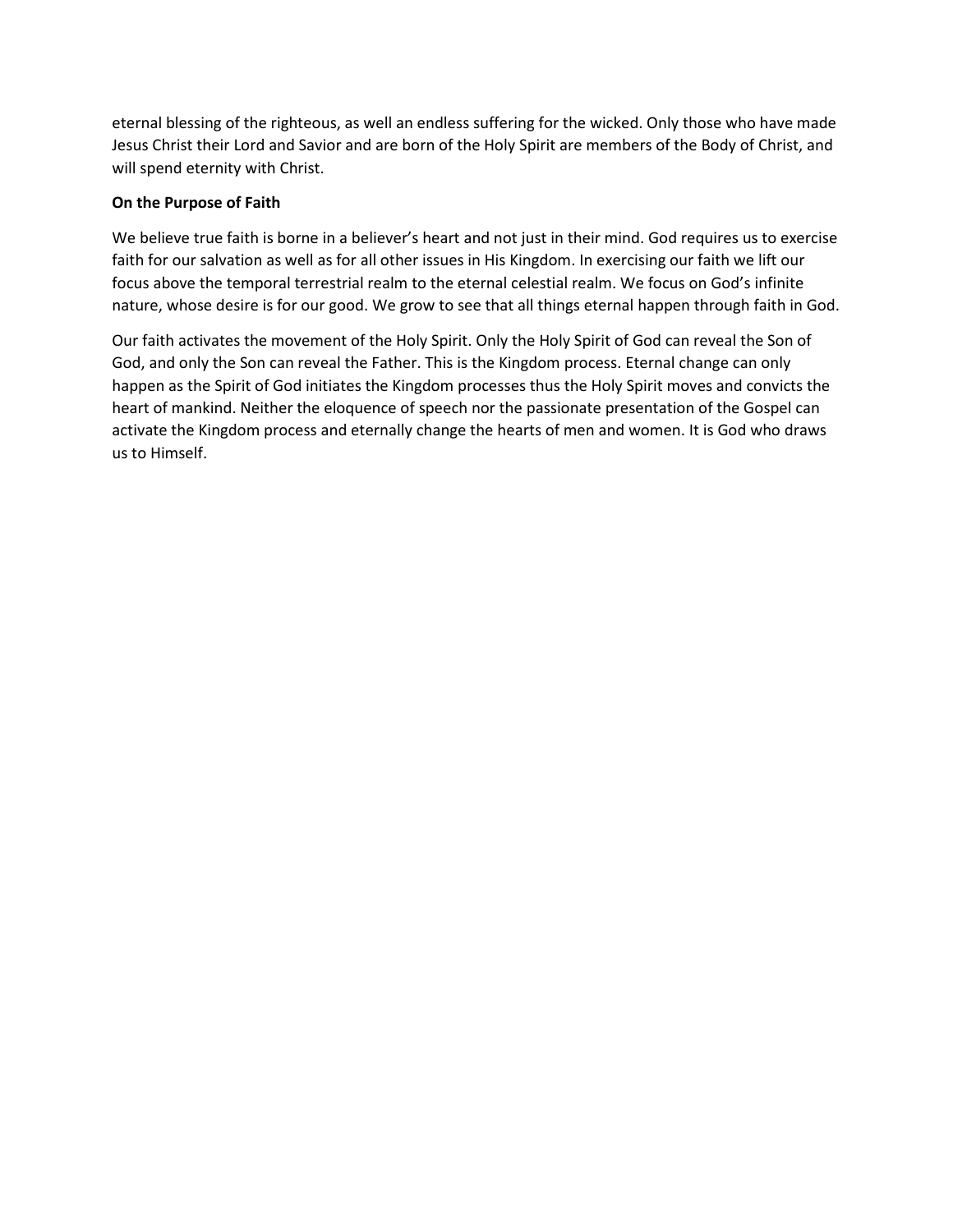eternal blessing of the righteous, as well an endless suffering for the wicked. Only those who have made Jesus Christ their Lord and Savior and are born of the Holy Spirit are members of the Body of Christ, and will spend eternity with Christ.

**On the Purpose of Faith**

We believe true faith is borne in a believer's heart and not just in their mind. God requires us to exercise faith for our salvation as well as for all other issues in His Kingdom. In exercising our faith we lift our focus above the temporal terrestrial realm to the eternal celestial realm. We focus on God's infinite nature, whose desire is for our good. We grow to see that all things eternal happen through faith in God.

Our faith activates the movement of the Holy Spirit. Only the Holy Spirit of God can reveal the Son of God, and only the Son can reveal the Father. This is the Kingdom process. Eternal change can only happen as the Spirit of God initiates the Kingdom processes thus the Holy Spirit moves and convicts the heart of mankind. Neither the eloquence of speech nor the passionate presentation of the Gospel can activate the Kingdom process and eternally change the hearts of men and women. It is God who draws us to Himself.